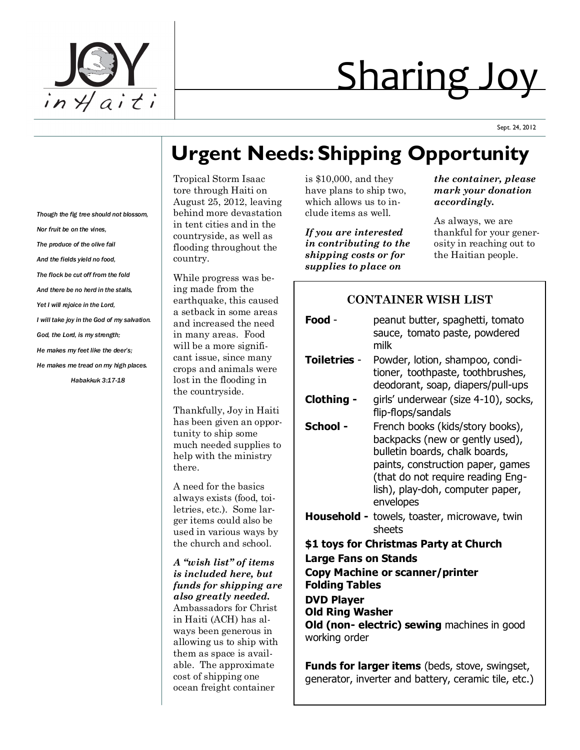# Sharing Joy

Sept. 24, 2012

*Though the fig tree should not blossom,*

*Nor fruit be on the vines,*

*The produce of the olive fail*

*And the fields yield no food,*

*The flock be cut off from the fold*

*And there be no herd in the stalls,*

*Yet I will rejoice in the Lord,*

*I will take joy in the God of my salvation.*

*God, the Lord, is my strength;*

*He makes my feet like the deer's;*

*He makes me tread on my high places.*

*Habakkuk 3:17-18*

## Urgent Needs: Shipping Opportunity

Tropical Storm Isaac tore through Haiti on August 25, 2012, leaving behind more devastation in tent cities and in the countryside, as well as flooding throughout the country.

While progress was being made from the earthquake, this caused a setback in some areas and increased the need in many areas. Food will be a more significant issue, since many crops and animals were lost in the flooding in the countryside.

Thankfully, Joy in Haiti has been given an opportunity to ship some much needed supplies to help with the ministry there.

A need for the basics always exists (food, toiletries, etc.). Some larger items could also be used in various ways by the church and school.

***A "wish list" of items is included here, but funds for shipping are also greatly needed.*** Ambassadors for Christ in Haiti (ACH) has always been generous in allowing us to ship with them as space is available. The approximate cost of shipping one ocean freight container is $10,000, and they have plans to ship two, which allows us to include items as well.

***If you are interested in contributing to the shipping costs or for supplies to place on the container, please mark your donation accordingly.***

As always, we are thankful for your generosity in reaching out to the Haitian people.

### CONTAINER WISH LIST

**Food** - peanut butter, spaghetti, tomato sauce, tomato paste, powdered milk

**Toiletries** - Powder, lotion, shampoo, conditioner, toothpaste, toothbrushes, deodorant, soap, diapers/pull-ups

**Clothing -** girls' underwear (size 4-10), socks, flip-flops/sandals

**School -** French books (kids/story books), backpacks (new or gently used), bulletin boards, chalk boards, paints, construction paper, games (that do not require reading English), play-doh, computer paper, envelopes

**Household -** towels, toaster, microwave, twin sheets

**$1 toys for Christmas Party at Church**

**Large Fans on Stands**

**Copy Machine or scanner/printer**

**Folding Tables**

**DVD Player**

**Old Ring Washer**

**Old (non- electric) sewing** machines in good working order

**Funds for larger items** (beds, stove, swingset, generator, inverter and battery, ceramic tile, etc.)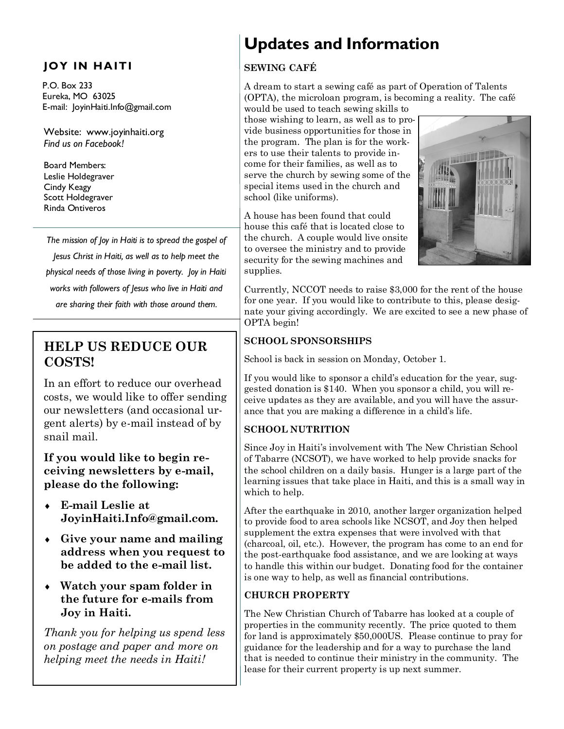## JOY IN HAITI

P.O. Box 233
Eureka, MO 63025
E-mail: JoyinHaiti.Info@gmail.com

Website: www.joyinhaiti.org
*Find us on Facebook!*

Board Members:
Leslie Holdegraver
Cindy Keagy
Scott Holdegraver
Rinda Ontiveros

*The mission of Joy in Haiti is to spread the gospel of Jesus Christ in Haiti, as well as to help meet the physical needs of those living in poverty. Joy in Haiti works with followers of Jesus who live in Haiti and are sharing their faith with those around them.*

## HELP US REDUCE OUR COSTS!

In an effort to reduce our overhead costs, we would like to offer sending our newsletters (and occasional urgent alerts) by e-mail instead of by snail mail.

**If you would like to begin receiving newsletters by e-mail, please do the following:**

- **E-mail Leslie at JoyinHaiti.Info@gmail.com.**
- **Give your name and mailing address when you request to be added to the e-mail list.**
- **Watch your spam folder in the future for e-mails from Joy in Haiti.**

*Thank you for helping us spend less on postage and paper and more on helping meet the needs in Haiti!*

# Updates and Information

### SEWING CAFÉ

A dream to start a sewing café as part of Operation of Talents (OPTA), the microloan program, is becoming a reality. The café would be used to teach sewing skills to those wishing to learn, as well as to provide business opportunities for those in the program. The plan is for the workers to use their talents to provide income for their families, as well as to serve the church by sewing some of the special items used in the church and school (like uniforms).

A house has been found that could house this café that is located close to the church. A couple would live onsite to oversee the ministry and to provide security for the sewing machines and supplies.

Currently, NCCOT needs to raise $3,000 for the rent of the house for one year. If you would like to contribute to this, please designate your giving accordingly. We are excited to see a new phase of OPTA begin!

### SCHOOL SPONSORSHIPS

School is back in session on Monday, October 1.

If you would like to sponsor a child's education for the year, suggested donation is $140. When you sponsor a child, you will receive updates as they are available, and you will have the assurance that you are making a difference in a child's life.

### SCHOOL NUTRITION

Since Joy in Haiti's involvement with The New Christian School of Tabarre (NCSOT), we have worked to help provide snacks for the school children on a daily basis. Hunger is a large part of the learning issues that take place in Haiti, and this is a small way in which to help.

After the earthquake in 2010, another larger organization helped to provide food to area schools like NCSOT, and Joy then helped supplement the extra expenses that were involved with that (charcoal, oil, etc.). However, the program has come to an end for the post-earthquake food assistance, and we are looking at ways to handle this within our budget. Donating food for the container is one way to help, as well as financial contributions.

### CHURCH PROPERTY

The New Christian Church of Tabarre has looked at a couple of properties in the community recently. The price quoted to them for land is approximately $50,000US. Please continue to pray for guidance for the leadership and for a way to purchase the land that is needed to continue their ministry in the community. The lease for their current property is up next summer.